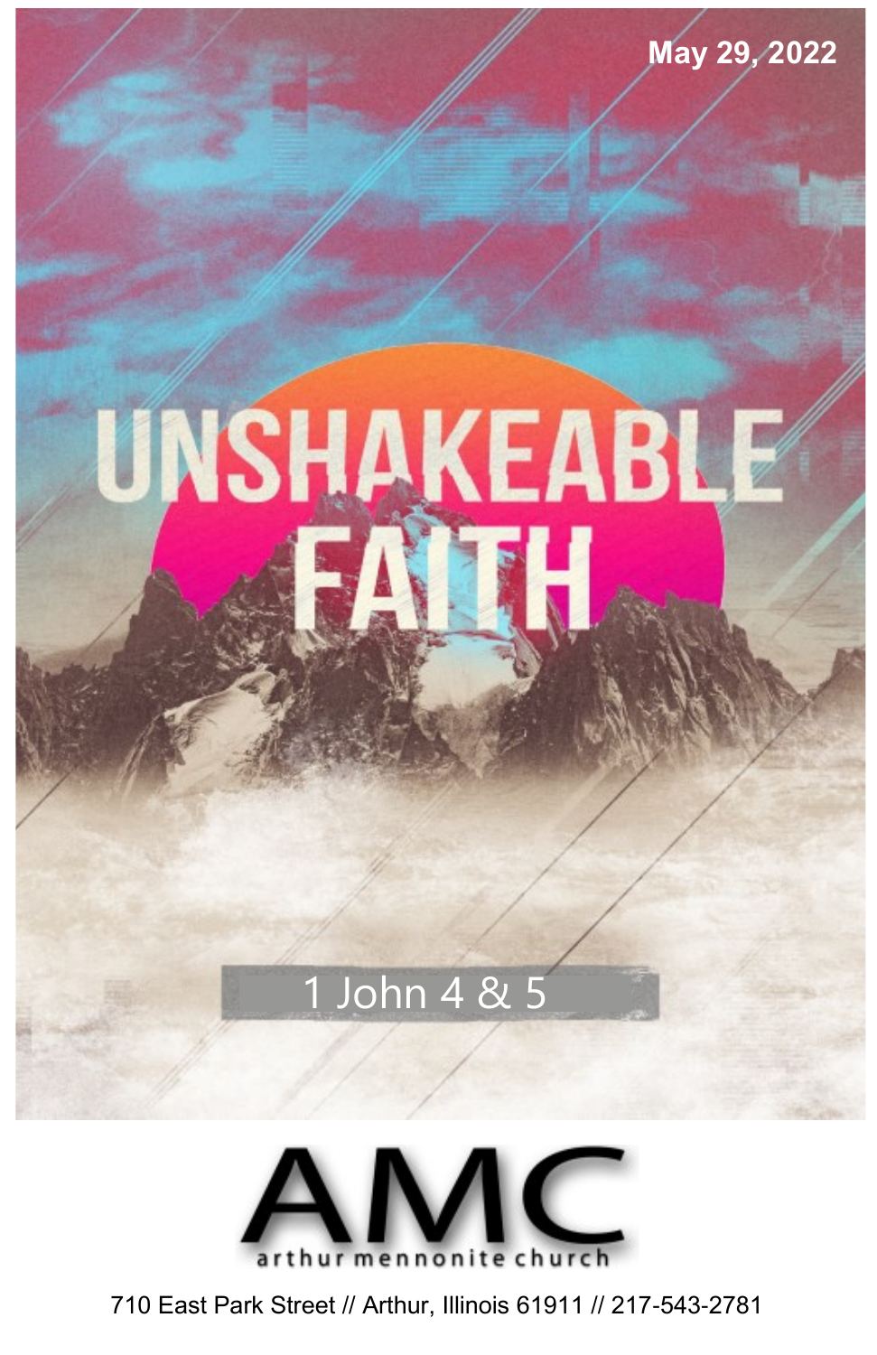May 29, 2022

# UNSHAKEABLE FAITH

1 John 4 & 5

# AMC

arthur mennonite church

710 East Park Street // Arthur, Illinois 61911 // 217-543-2781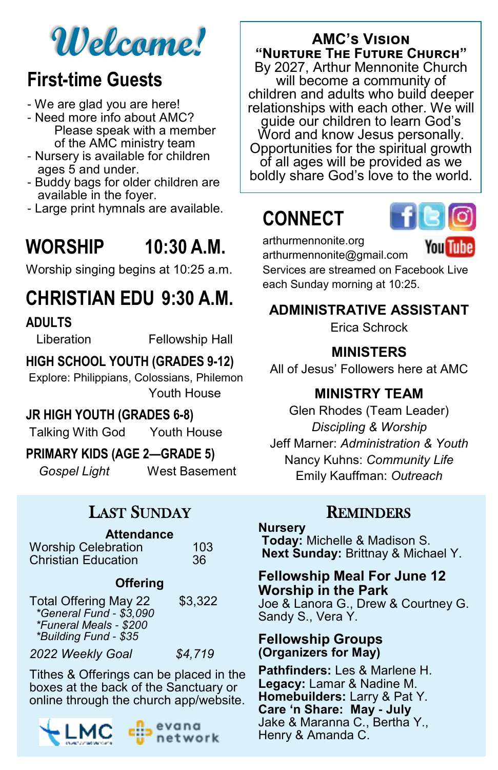# Welcome!

## First-time Guests

- We are glad you are here!
- Need more info about AMC? Please speak with a member of the AMC ministry team
- Nursery is available for children ages 5 and under.
- Buddy bags for older children are available in the foyer.
- Large print hymnals are available.

## WORSHIP 10:30 A.M.

Worship singing begins at 10:25 a.m.

## CHRISTIAN EDU 9:30 A.M.

### ADULTS

Liberation — Fellowship Hall

### HIGH SCHOOL YOUTH (GRADES 9-12)

Explore: Philippians, Colossians, Philemon — Youth House

### JR HIGH YOUTH (GRADES 6-8)

Talking With God — Youth House

### PRIMARY KIDS (AGE 2—GRADE 5)

*Gospel Light* — West Basement

## AMC's Vision

### "Nurture The Future Church"

By 2027, Arthur Mennonite Church will become a community of children and adults who build deeper relationships with each other. We will guide our children to learn God's Word and know Jesus personally. Opportunities for the spiritual growth of all ages will be provided as we boldly share God's love to the world.

## CONNECT

arthurmennonite.org
arthurmennonite@gmail.com
Services are streamed on Facebook Live each Sunday morning at 10:25.

### ADMINISTRATIVE ASSISTANT

Erica Schrock

### MINISTERS

All of Jesus' Followers here at AMC

### MINISTRY TEAM

Glen Rhodes (Team Leader) *Discipling & Worship*
Jeff Marner: *Administration & Youth*
Nancy Kuhns: *Community Life*
Emily Kauffman: *Outreach*

## Last Sunday

**Attendance**

| | |
|---|---|
| Worship Celebration | 103 |
| Christian Education | 36 |

**Offering**

Total Offering May 22 — $3,322
*\*General Fund - $3,090*
*\*Funeral Meals - $200*
*\*Building Fund - $35*

*2022 Weekly Goal — $4,719*

Tithes & Offerings can be placed in the boxes at the back of the Sanctuary or online through the church app/website.

LMC · evana network

## Reminders

**Nursery**
**Today:** Michelle & Madison S.
**Next Sunday:** Brittnay & Michael Y.

**Fellowship Meal For June 12**
**Worship in the Park**
Joe & Lanora G., Drew & Courtney G.
Sandy S., Vera Y.

**Fellowship Groups**
**(Organizers for May)**

**Pathfinders:** Les & Marlene H.
**Legacy:** Lamar & Nadine M.
**Homebuilders:** Larry & Pat Y.
**Care 'n Share: May - July**
Jake & Maranna C., Bertha Y.,
Henry & Amanda C.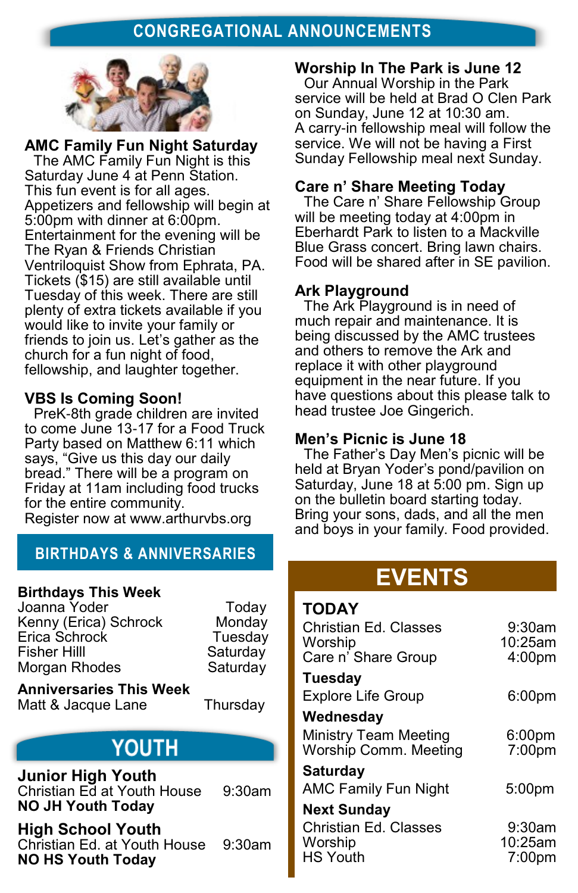# CONGREGATIONAL ANNOUNCEMENTS

### AMC Family Fun Night Saturday

The AMC Family Fun Night is this Saturday June 4 at Penn Station. This fun event is for all ages. Appetizers and fellowship will begin at 5:00pm with dinner at 6:00pm. Entertainment for the evening will be The Ryan & Friends Christian Ventriloquist Show from Ephrata, PA. Tickets ($15) are still available until Tuesday of this week. There are still plenty of extra tickets available if you would like to invite your family or friends to join us. Let's gather as the church for a fun night of food, fellowship, and laughter together.

### VBS Is Coming Soon!

PreK-8th grade children are invited to come June 13-17 for a Food Truck Party based on Matthew 6:11 which says, "Give us this day our daily bread." There will be a program on Friday at 11am including food trucks for the entire community.
Register now at www.arthurvbs.org

## BIRTHDAYS & ANNIVERSARIES

**Birthdays This Week**

| | |
|---|---|
| Joanna Yoder | Today |
| Kenny (Erica) Schrock | Monday |
| Erica Schrock | Tuesday |
| Fisher Hilll | Saturday |
| Morgan Rhodes | Saturday |

**Anniversaries This Week**

| | |
|---|---|
| Matt & Jacque Lane | Thursday |

## YOUTH

**Junior High Youth**
Christian Ed at Youth House 9:30am
**NO JH Youth Today**

**High School Youth**
Christian Ed. at Youth House 9:30am
**NO HS Youth Today**

### Worship In The Park is June 12

Our Annual Worship in the Park service will be held at Brad O Clen Park on Sunday, June 12 at 10:30 am.
A carry-in fellowship meal will follow the service. We will not be having a First Sunday Fellowship meal next Sunday.

### Care n' Share Meeting Today

The Care n' Share Fellowship Group will be meeting today at 4:00pm in Eberhardt Park to listen to a Mackville Blue Grass concert. Bring lawn chairs. Food will be shared after in SE pavilion.

### Ark Playground

The Ark Playground is in need of much repair and maintenance. It is being discussed by the AMC trustees and others to remove the Ark and replace it with other playground equipment in the near future. If you have questions about this please talk to head trustee Joe Gingerich.

### Men's Picnic is June 18

The Father's Day Men's picnic will be held at Bryan Yoder's pond/pavilion on Saturday, June 18 at 5:00 pm. Sign up on the bulletin board starting today. Bring your sons, dads, and all the men and boys in your family. Food provided.

## EVENTS

**TODAY**

| | |
|---|---|
| Christian Ed. Classes | 9:30am |
| Worship | 10:25am |
| Care n' Share Group | 4:00pm |

**Tuesday**

| | |
|---|---|
| Explore Life Group | 6:00pm |

**Wednesday**

| | |
|---|---|
| Ministry Team Meeting | 6:00pm |
| Worship Comm. Meeting | 7:00pm |

**Saturday**

| | |
|---|---|
| AMC Family Fun Night | 5:00pm |

**Next Sunday**

| | |
|---|---|
| Christian Ed. Classes | 9:30am |
| Worship | 10:25am |
| HS Youth | 7:00pm |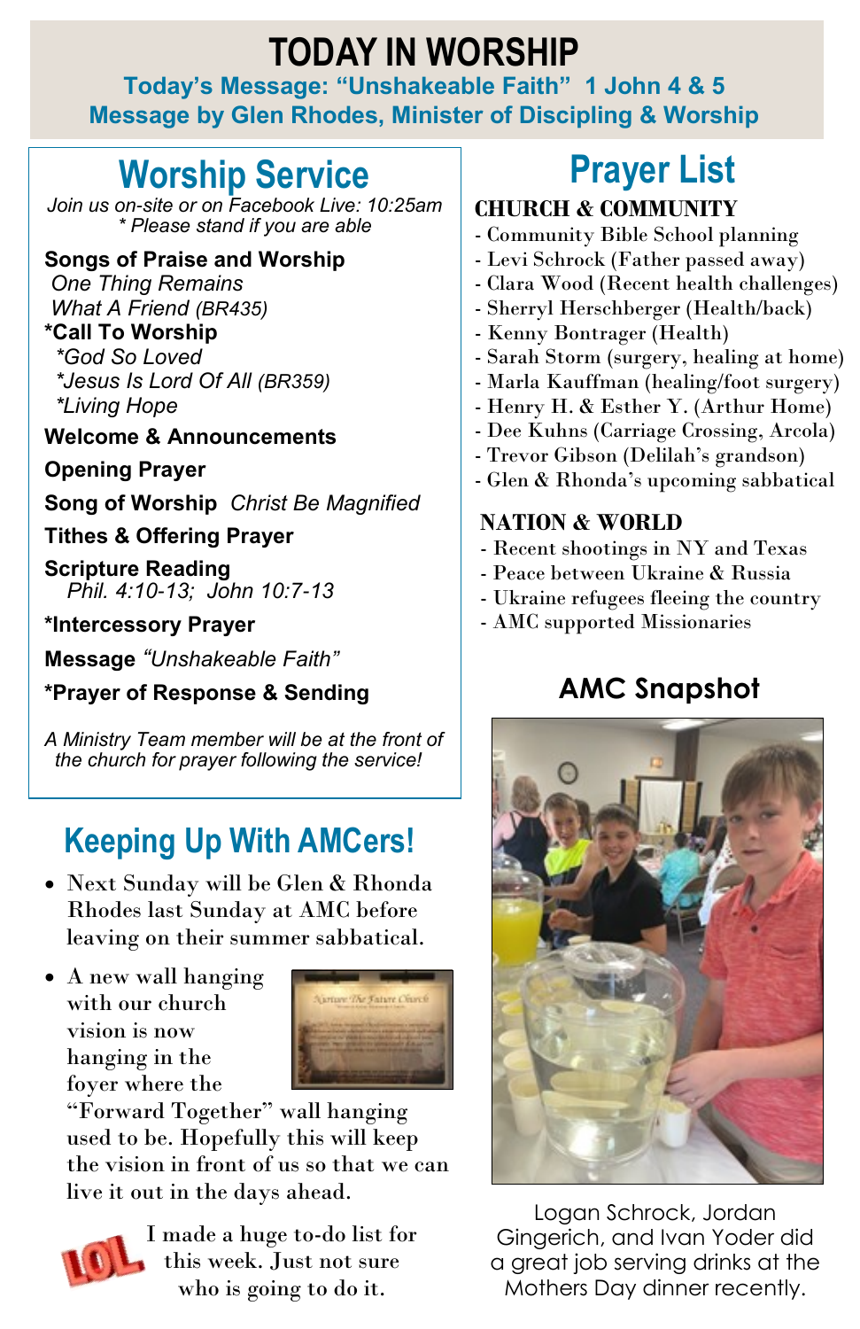# TODAY IN WORSHIP

**Today's Message: "Unshakeable Faith" 1 John 4 & 5**
**Message by Glen Rhodes, Minister of Discipling & Worship**

## Worship Service

*Join us on-site or on Facebook Live: 10:25am*
*\* Please stand if you are able*

**Songs of Praise and Worship**
*One Thing Remains*
*What A Friend (BR435)*

**\*Call To Worship**
*\*God So Loved*
*\*Jesus Is Lord Of All (BR359)*
*\*Living Hope*

**Welcome & Announcements**

**Opening Prayer**

**Song of Worship** *Christ Be Magnified*

**Tithes & Offering Prayer**

**Scripture Reading**
*Phil. 4:10-13; John 10:7-13*

**\*Intercessory Prayer**

**Message** *"Unshakeable Faith"*

**\*Prayer of Response & Sending**

*A Ministry Team member will be at the front of the church for prayer following the service!*

## Keeping Up With AMCers!

- Next Sunday will be Glen & Rhonda Rhodes last Sunday at AMC before leaving on their summer sabbatical.
- A new wall hanging with our church vision is now hanging in the foyer where the "Forward Together" wall hanging used to be. Hopefully this will keep the vision in front of us so that we can live it out in the days ahead.

LOL I made a huge to-do list for this week. Just not sure who is going to do it.

## Prayer List

**CHURCH & COMMUNITY**

- Community Bible School planning
- Levi Schrock (Father passed away)
- Clara Wood (Recent health challenges)
- Sherryl Herschberger (Health/back)
- Kenny Bontrager (Health)
- Sarah Storm (surgery, healing at home)
- Marla Kauffman (healing/foot surgery)
- Henry H. & Esther Y. (Arthur Home)
- Dee Kuhns (Carriage Crossing, Arcola)
- Trevor Gibson (Delilah's grandson)
- Glen & Rhonda's upcoming sabbatical

**NATION & WORLD**

- Recent shootings in NY and Texas
- Peace between Ukraine & Russia
- Ukraine refugees fleeing the country
- AMC supported Missionaries

## AMC Snapshot

Logan Schrock, Jordan Gingerich, and Ivan Yoder did a great job serving drinks at the Mothers Day dinner recently.